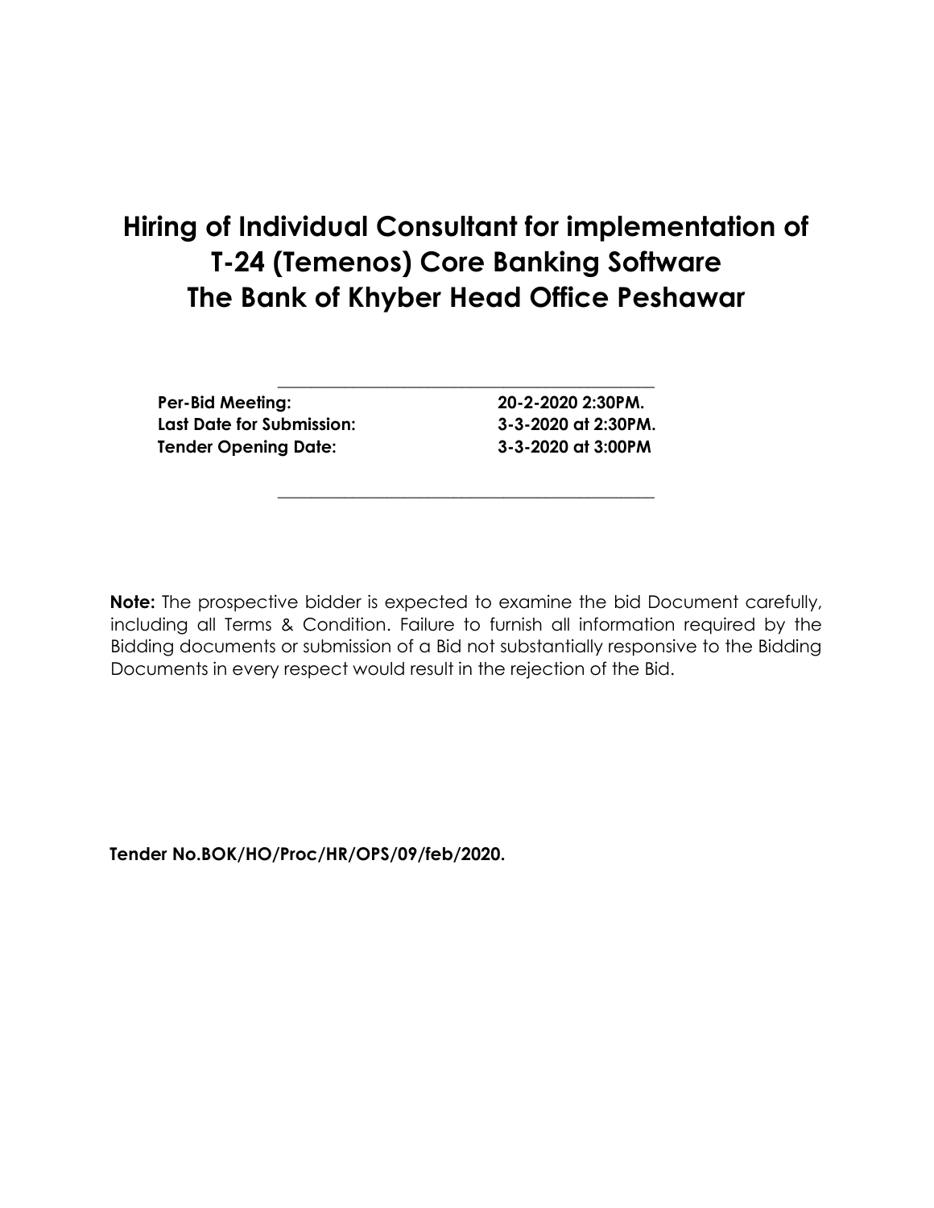# Hiring of Individual Consultant for implementation of T-24 (Temenos) Core Banking Software The Bank of Khyber Head Office Peshawar

---

| | |
|---|---|
| **Per-Bid Meeting:** | **20-2-2020 2:30PM.** |
| **Last Date for Submission:** | **3-3-2020 at 2:30PM.** |
| **Tender Opening Date:** | **3-3-2020 at 3:00PM** |

---

**Note:** The prospective bidder is expected to examine the bid Document carefully, including all Terms & Condition. Failure to furnish all information required by the Bidding documents or submission of a Bid not substantially responsive to the Bidding Documents in every respect would result in the rejection of the Bid.

**Tender No.BOK/HO/Proc/HR/OPS/09/feb/2020.**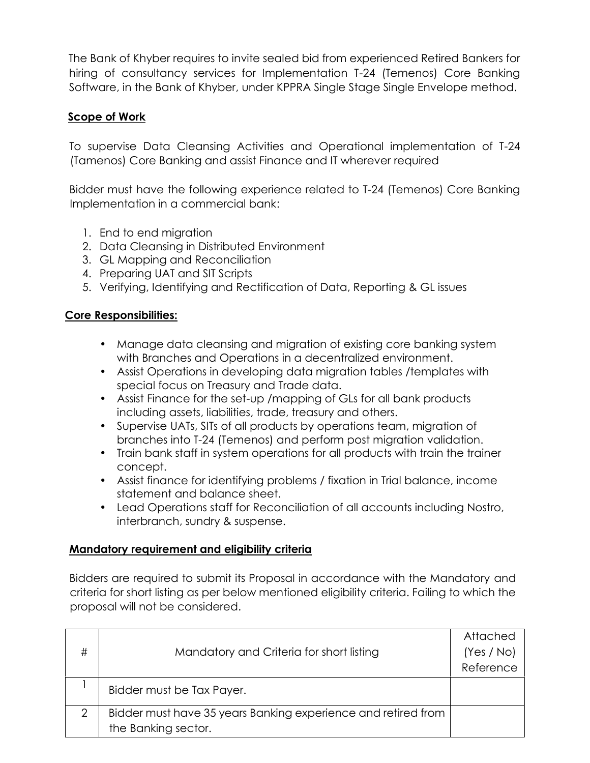The Bank of Khyber requires to invite sealed bid from experienced Retired Bankers for hiring of consultancy services for Implementation T-24 (Temenos) Core Banking Software, in the Bank of Khyber, under KPPRA Single Stage Single Envelope method.

## Scope of Work

To supervise Data Cleansing Activities and Operational implementation of T-24 (Tamenos) Core Banking and assist Finance and IT wherever required

Bidder must have the following experience related to T-24 (Temenos) Core Banking Implementation in a commercial bank:

1. End to end migration
2. Data Cleansing in Distributed Environment
3. GL Mapping and Reconciliation
4. Preparing UAT and SIT Scripts
5. Verifying, Identifying and Rectification of Data, Reporting & GL issues

## Core Responsibilities:

- Manage data cleansing and migration of existing core banking system with Branches and Operations in a decentralized environment.
- Assist Operations in developing data migration tables /templates with special focus on Treasury and Trade data.
- Assist Finance for the set-up /mapping of GLs for all bank products including assets, liabilities, trade, treasury and others.
- Supervise UATs, SITs of all products by operations team, migration of branches into T-24 (Temenos) and perform post migration validation.
- Train bank staff in system operations for all products with train the trainer concept.
- Assist finance for identifying problems / fixation in Trial balance, income statement and balance sheet.
- Lead Operations staff for Reconciliation of all accounts including Nostro, interbranch, sundry & suspense.

## Mandatory requirement and eligibility criteria

Bidders are required to submit its Proposal in accordance with the Mandatory and criteria for short listing as per below mentioned eligibility criteria. Failing to which the proposal will not be considered.

| # | Mandatory and Criteria for short listing | Attached (Yes / No) Reference |
|---|---|---|
| 1 | Bidder must be Tax Payer. | |
| 2 | Bidder must have 35 years Banking experience and retired from the Banking sector. | |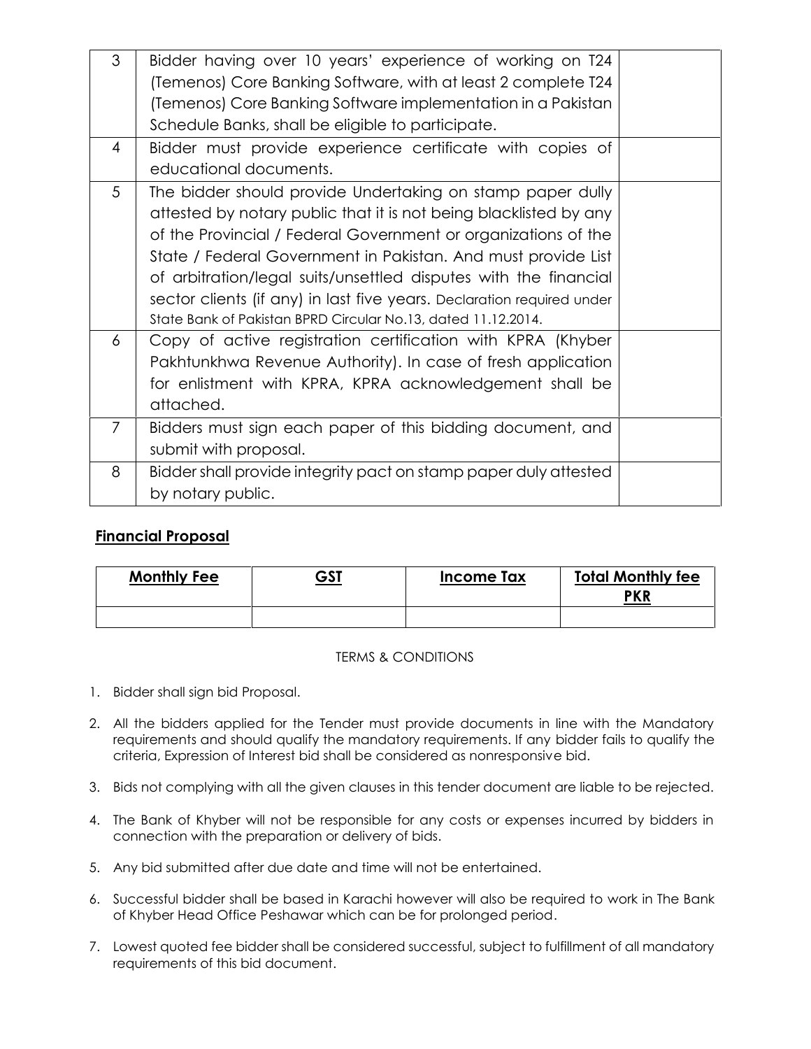| | | |
|---|---|---|
| 3 | Bidder having over 10 years' experience of working on T24 (Temenos) Core Banking Software, with at least 2 complete T24 (Temenos) Core Banking Software implementation in a Pakistan Schedule Banks, shall be eligible to participate. | |
| 4 | Bidder must provide experience certificate with copies of educational documents. | |
| 5 | The bidder should provide Undertaking on stamp paper dully attested by notary public that it is not being blacklisted by any of the Provincial / Federal Government or organizations of the State / Federal Government in Pakistan. And must provide List of arbitration/legal suits/unsettled disputes with the financial sector clients (if any) in last five years. Declaration required under State Bank of Pakistan BPRD Circular No.13, dated 11.12.2014. | |
| 6 | Copy of active registration certification with KPRA (Khyber Pakhtunkhwa Revenue Authority). In case of fresh application for enlistment with KPRA, KPRA acknowledgement shall be attached. | |
| 7 | Bidders must sign each paper of this bidding document, and submit with proposal. | |
| 8 | Bidder shall provide integrity pact on stamp paper duly attested by notary public. | |

## Financial Proposal

| Monthly Fee | GST | Income Tax | Total Monthly fee PKR |
|---|---|---|---|
| | | | |

TERMS & CONDITIONS

1. Bidder shall sign bid Proposal.
2. All the bidders applied for the Tender must provide documents in line with the Mandatory requirements and should qualify the mandatory requirements. If any bidder fails to qualify the criteria, Expression of Interest bid shall be considered as nonresponsive bid.
3. Bids not complying with all the given clauses in this tender document are liable to be rejected.
4. The Bank of Khyber will not be responsible for any costs or expenses incurred by bidders in connection with the preparation or delivery of bids.
5. Any bid submitted after due date and time will not be entertained.
6. Successful bidder shall be based in Karachi however will also be required to work in The Bank of Khyber Head Office Peshawar which can be for prolonged period.
7. Lowest quoted fee bidder shall be considered successful, subject to fulfillment of all mandatory requirements of this bid document.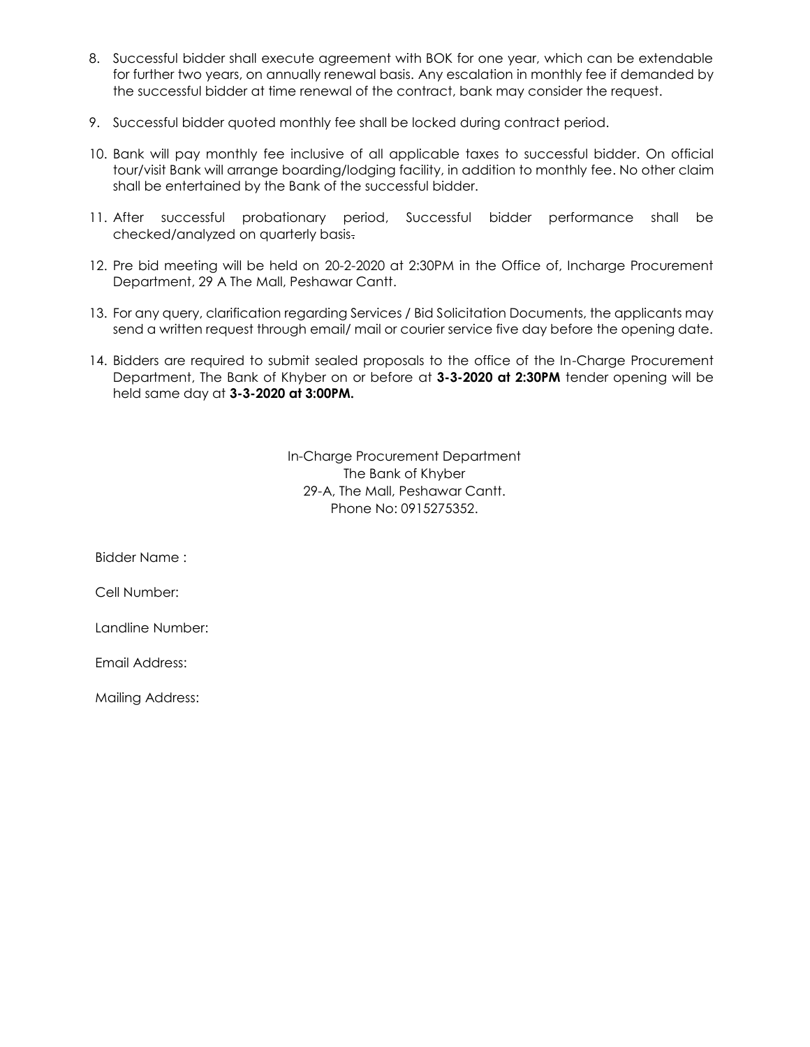8. Successful bidder shall execute agreement with BOK for one year, which can be extendable for further two years, on annually renewal basis. Any escalation in monthly fee if demanded by the successful bidder at time renewal of the contract, bank may consider the request.

9. Successful bidder quoted monthly fee shall be locked during contract period.

10. Bank will pay monthly fee inclusive of all applicable taxes to successful bidder. On official tour/visit Bank will arrange boarding/lodging facility, in addition to monthly fee. No other claim shall be entertained by the Bank of the successful bidder.

11. After successful probationary period, Successful bidder performance shall be checked/analyzed on quarterly basis.

12. Pre bid meeting will be held on 20-2-2020 at 2:30PM in the Office of, Incharge Procurement Department, 29 A The Mall, Peshawar Cantt.

13. For any query, clarification regarding Services / Bid Solicitation Documents, the applicants may send a written request through email/ mail or courier service five day before the opening date.

14. Bidders are required to submit sealed proposals to the office of the In-Charge Procurement Department, The Bank of Khyber on or before at **3-3-2020 at 2:30PM** tender opening will be held same day at **3-3-2020 at 3:00PM.**

In-Charge Procurement Department
The Bank of Khyber
29-A, The Mall, Peshawar Cantt.
Phone No: 0915275352.

Bidder Name :

Cell Number:

Landline Number:

Email Address:

Mailing Address: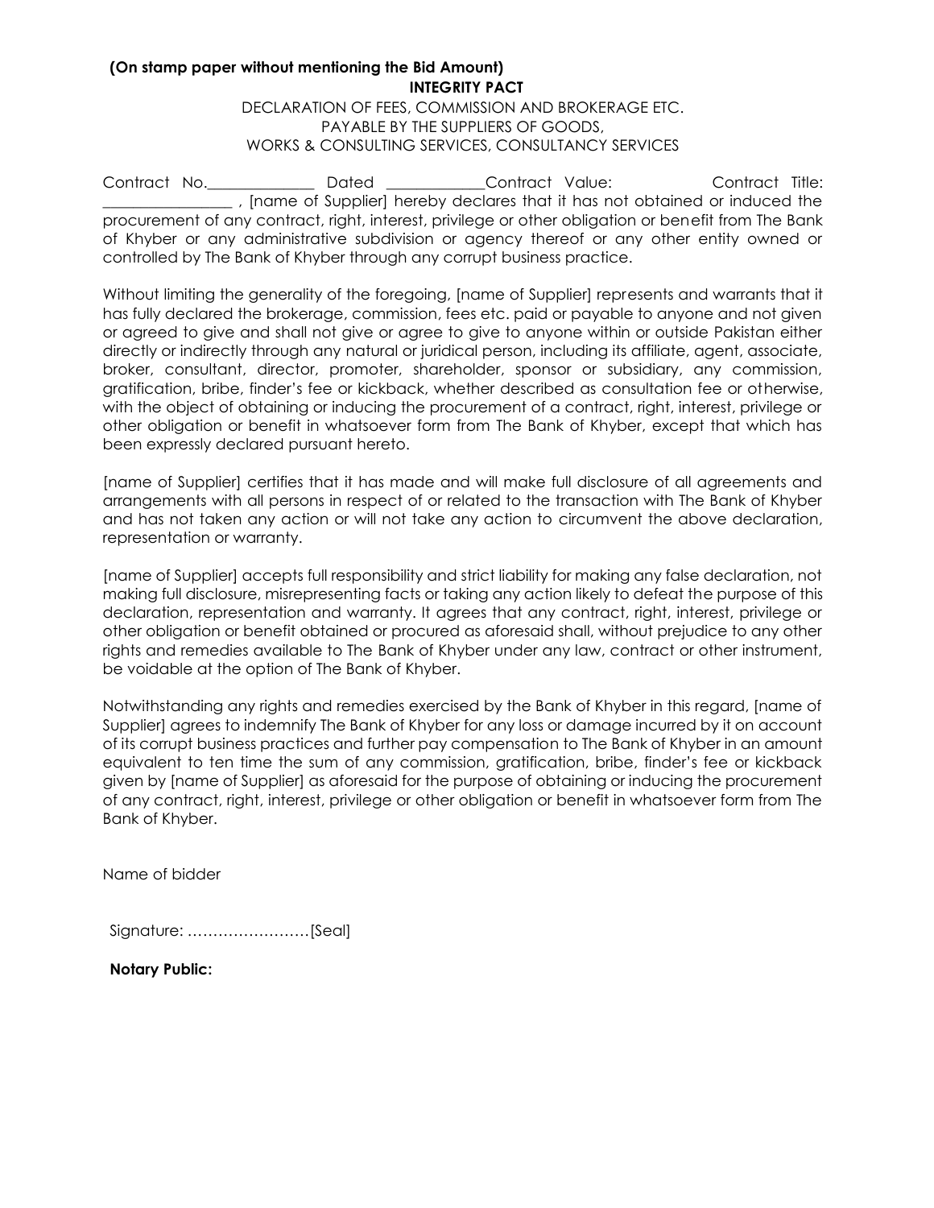**(On stamp paper without mentioning the Bid Amount)**

**INTEGRITY PACT**

DECLARATION OF FEES, COMMISSION AND BROKERAGE ETC.
PAYABLE BY THE SUPPLIERS OF GOODS,
WORKS & CONSULTING SERVICES, CONSULTANCY SERVICES

Contract No.______________ Dated _____________Contract Value: Contract Title: _________________ , [name of Supplier] hereby declares that it has not obtained or induced the procurement of any contract, right, interest, privilege or other obligation or benefit from The Bank of Khyber or any administrative subdivision or agency thereof or any other entity owned or controlled by The Bank of Khyber through any corrupt business practice.

Without limiting the generality of the foregoing, [name of Supplier] represents and warrants that it has fully declared the brokerage, commission, fees etc. paid or payable to anyone and not given or agreed to give and shall not give or agree to give to anyone within or outside Pakistan either directly or indirectly through any natural or juridical person, including its affiliate, agent, associate, broker, consultant, director, promoter, shareholder, sponsor or subsidiary, any commission, gratification, bribe, finder's fee or kickback, whether described as consultation fee or otherwise, with the object of obtaining or inducing the procurement of a contract, right, interest, privilege or other obligation or benefit in whatsoever form from The Bank of Khyber, except that which has been expressly declared pursuant hereto.

[name of Supplier] certifies that it has made and will make full disclosure of all agreements and arrangements with all persons in respect of or related to the transaction with The Bank of Khyber and has not taken any action or will not take any action to circumvent the above declaration, representation or warranty.

[name of Supplier] accepts full responsibility and strict liability for making any false declaration, not making full disclosure, misrepresenting facts or taking any action likely to defeat the purpose of this declaration, representation and warranty. It agrees that any contract, right, interest, privilege or other obligation or benefit obtained or procured as aforesaid shall, without prejudice to any other rights and remedies available to The Bank of Khyber under any law, contract or other instrument, be voidable at the option of The Bank of Khyber.

Notwithstanding any rights and remedies exercised by the Bank of Khyber in this regard, [name of Supplier] agrees to indemnify The Bank of Khyber for any loss or damage incurred by it on account of its corrupt business practices and further pay compensation to The Bank of Khyber in an amount equivalent to ten time the sum of any commission, gratification, bribe, finder's fee or kickback given by [name of Supplier] as aforesaid for the purpose of obtaining or inducing the procurement of any contract, right, interest, privilege or other obligation or benefit in whatsoever form from The Bank of Khyber.

Name of bidder

Signature: ……………………[Seal]

**Notary Public:**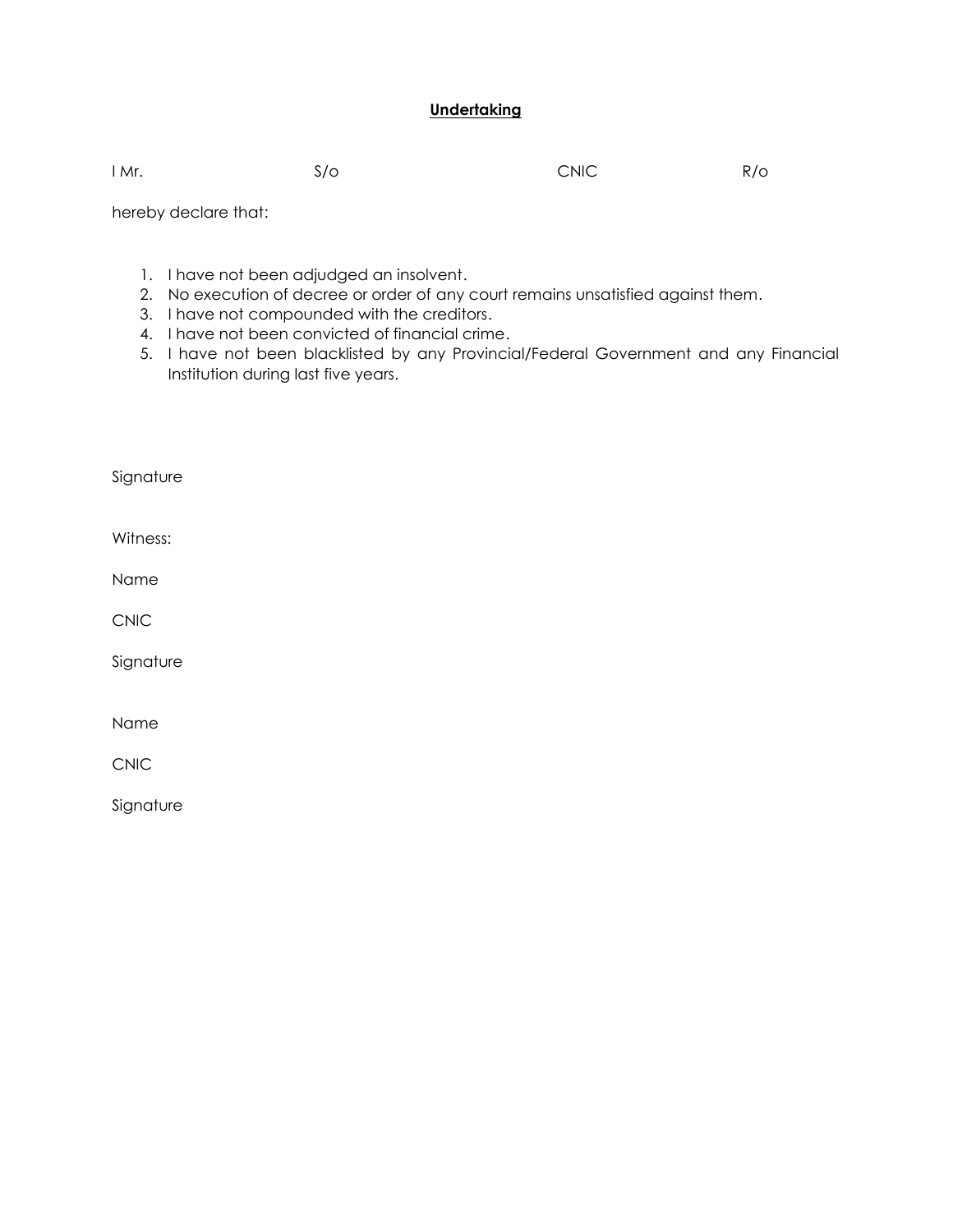**Undertaking**

I Mr. S/o CNIC R/o

hereby declare that:

1. I have not been adjudged an insolvent.
2. No execution of decree or order of any court remains unsatisfied against them.
3. I have not compounded with the creditors.
4. I have not been convicted of financial crime.
5. I have not been blacklisted by any Provincial/Federal Government and any Financial Institution during last five years.

Signature

Witness:

Name

CNIC

Signature

Name

CNIC

Signature